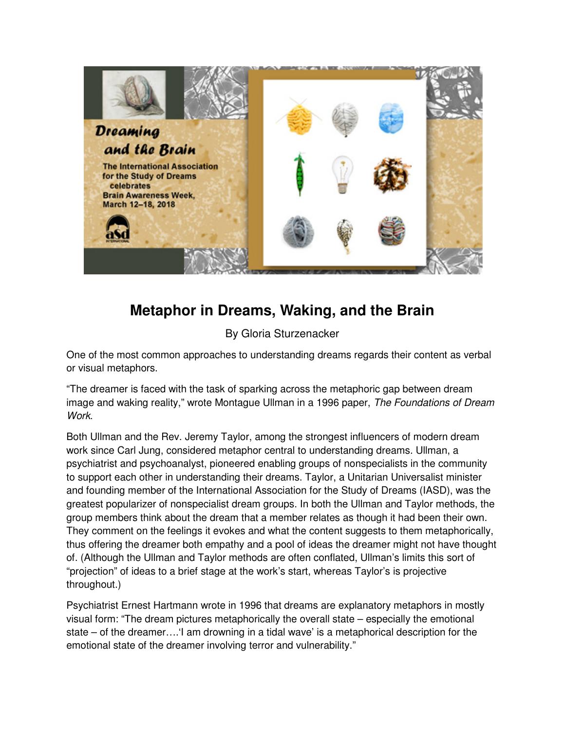# Metaphor in Dreams, Waking, and the Brain

By Gloria Sturzenacker

One of the most common approaches to understanding dreams regards their content as verbal or visual metaphors.

"The dreamer is faced with the task of sparking across the metaphoric gap between dream image and waking reality," wrote Montague Ullman in a 1996 paper, *The Foundations of Dream Work*.

Both Ullman and the Rev. Jeremy Taylor, among the strongest influencers of modern dream work since Carl Jung, considered metaphor central to understanding dreams. Ullman, a psychiatrist and psychoanalyst, pioneered enabling groups of nonspecialists in the community to support each other in understanding their dreams. Taylor, a Unitarian Universalist minister and founding member of the International Association for the Study of Dreams (IASD), was the greatest popularizer of nonspecialist dream groups. In both the Ullman and Taylor methods, the group members think about the dream that a member relates as though it had been their own. They comment on the feelings it evokes and what the content suggests to them metaphorically, thus offering the dreamer both empathy and a pool of ideas the dreamer might not have thought of. (Although the Ullman and Taylor methods are often conflated, Ullman's limits this sort of "projection" of ideas to a brief stage at the work's start, whereas Taylor's is projective throughout.)

Psychiatrist Ernest Hartmann wrote in 1996 that dreams are explanatory metaphors in mostly visual form: "The dream pictures metaphorically the overall state – especially the emotional state – of the dreamer….'I am drowning in a tidal wave' is a metaphorical description for the emotional state of the dreamer involving terror and vulnerability."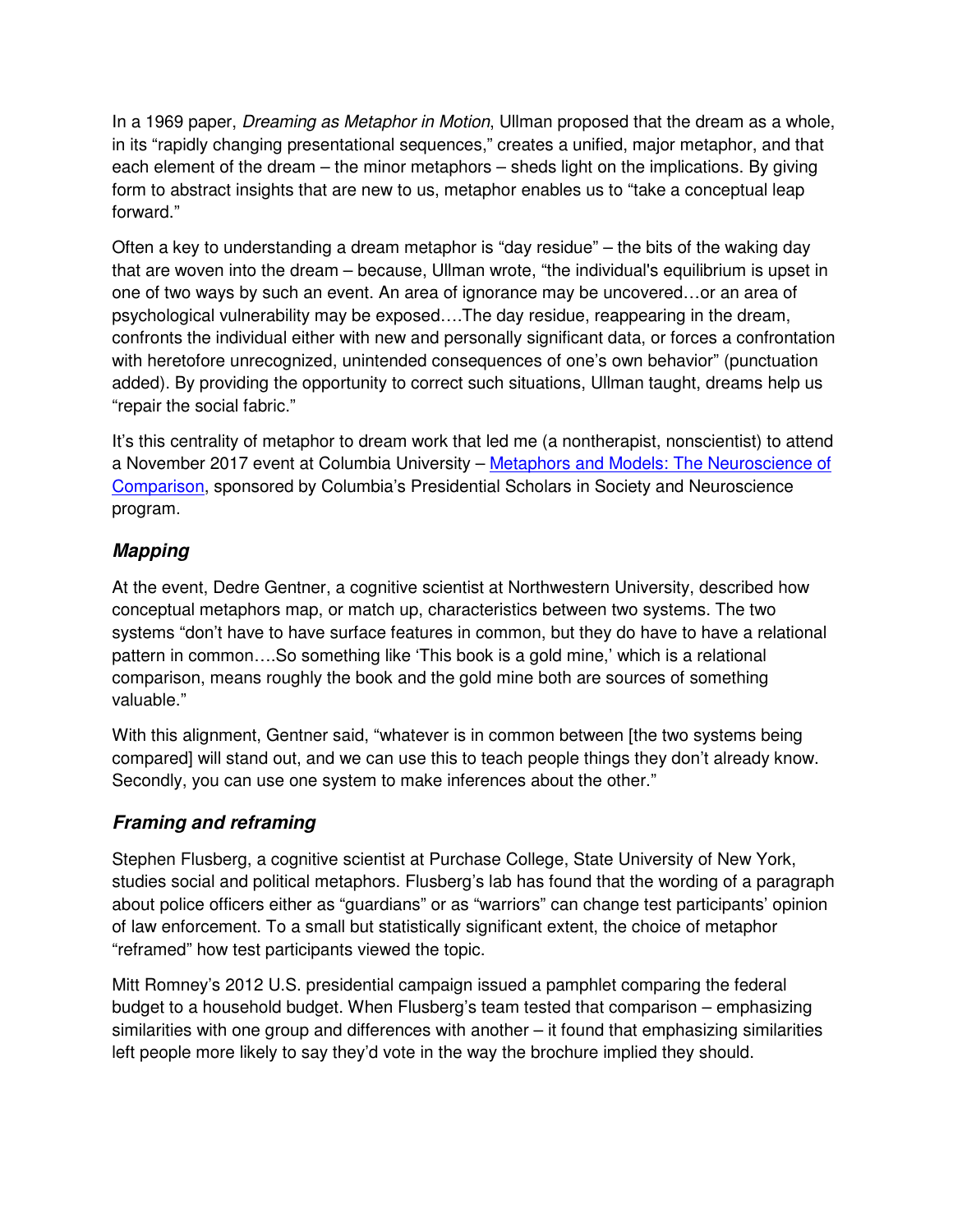In a 1969 paper, *Dreaming as Metaphor in Motion*, Ullman proposed that the dream as a whole, in its "rapidly changing presentational sequences," creates a unified, major metaphor, and that each element of the dream – the minor metaphors – sheds light on the implications. By giving form to abstract insights that are new to us, metaphor enables us to "take a conceptual leap forward."

Often a key to understanding a dream metaphor is "day residue" – the bits of the waking day that are woven into the dream – because, Ullman wrote, "the individual's equilibrium is upset in one of two ways by such an event. An area of ignorance may be uncovered…or an area of psychological vulnerability may be exposed….The day residue, reappearing in the dream, confronts the individual either with new and personally significant data, or forces a confrontation with heretofore unrecognized, unintended consequences of one's own behavior" (punctuation added). By providing the opportunity to correct such situations, Ullman taught, dreams help us "repair the social fabric."

It's this centrality of metaphor to dream work that led me (a nontherapist, nonscientist) to attend a November 2017 event at Columbia University – [Metaphors and Models: The Neuroscience of Comparison](), sponsored by Columbia's Presidential Scholars in Society and Neuroscience program.

### ***Mapping***

At the event, Dedre Gentner, a cognitive scientist at Northwestern University, described how conceptual metaphors map, or match up, characteristics between two systems. The two systems "don't have to have surface features in common, but they do have to have a relational pattern in common….So something like 'This book is a gold mine,' which is a relational comparison, means roughly the book and the gold mine both are sources of something valuable."

With this alignment, Gentner said, "whatever is in common between [the two systems being compared] will stand out, and we can use this to teach people things they don't already know. Secondly, you can use one system to make inferences about the other."

### ***Framing and reframing***

Stephen Flusberg, a cognitive scientist at Purchase College, State University of New York, studies social and political metaphors. Flusberg's lab has found that the wording of a paragraph about police officers either as "guardians" or as "warriors" can change test participants' opinion of law enforcement. To a small but statistically significant extent, the choice of metaphor "reframed" how test participants viewed the topic.

Mitt Romney's 2012 U.S. presidential campaign issued a pamphlet comparing the federal budget to a household budget. When Flusberg's team tested that comparison – emphasizing similarities with one group and differences with another – it found that emphasizing similarities left people more likely to say they'd vote in the way the brochure implied they should.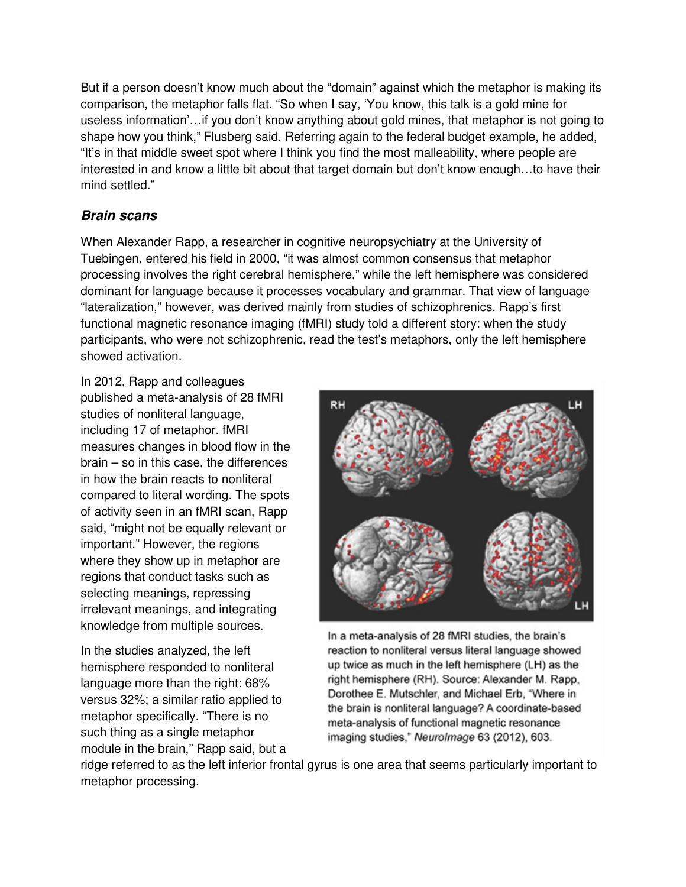But if a person doesn't know much about the "domain" against which the metaphor is making its comparison, the metaphor falls flat. "So when I say, 'You know, this talk is a gold mine for useless information'…if you don't know anything about gold mines, that metaphor is not going to shape how you think," Flusberg said. Referring again to the federal budget example, he added, "It's in that middle sweet spot where I think you find the most malleability, where people are interested in and know a little bit about that target domain but don't know enough…to have their mind settled."

### ***Brain scans***

When Alexander Rapp, a researcher in cognitive neuropsychiatry at the University of Tuebingen, entered his field in 2000, "it was almost common consensus that metaphor processing involves the right cerebral hemisphere," while the left hemisphere was considered dominant for language because it processes vocabulary and grammar. That view of language "lateralization," however, was derived mainly from studies of schizophrenics. Rapp's first functional magnetic resonance imaging (fMRI) study told a different story: when the study participants, who were not schizophrenic, read the test's metaphors, only the left hemisphere showed activation.

In 2012, Rapp and colleagues published a meta-analysis of 28 fMRI studies of nonliteral language, including 17 of metaphor. fMRI measures changes in blood flow in the brain – so in this case, the differences in how the brain reacts to nonliteral compared to literal wording. The spots of activity seen in an fMRI scan, Rapp said, "might not be equally relevant or important." However, the regions where they show up in metaphor are regions that conduct tasks such as selecting meanings, repressing irrelevant meanings, and integrating knowledge from multiple sources.

In the studies analyzed, the left hemisphere responded to nonliteral language more than the right: 68% versus 32%; a similar ratio applied to metaphor specifically. "There is no such thing as a single metaphor module in the brain," Rapp said, but a ridge referred to as the left inferior frontal gyrus is one area that seems particularly important to metaphor processing.

In a meta-analysis of 28 fMRI studies, the brain's reaction to nonliteral versus literal language showed up twice as much in the left hemisphere (LH) as the right hemisphere (RH). Source: Alexander M. Rapp, Dorothee E. Mutschler, and Michael Erb, "Where in the brain is nonliteral language? A coordinate-based meta-analysis of functional magnetic resonance imaging studies," *NeuroImage* 63 (2012), 603.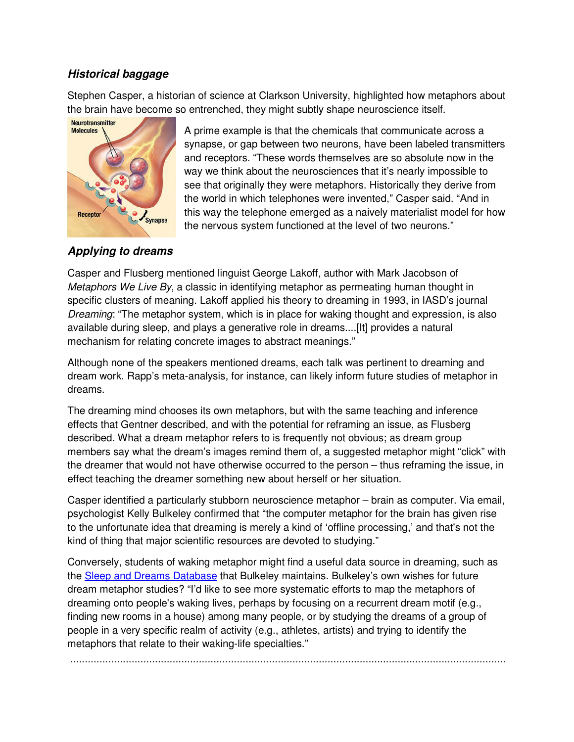### *Historical baggage*

Stephen Casper, a historian of science at Clarkson University, highlighted how metaphors about the brain have become so entrenched, they might subtly shape neuroscience itself.

A prime example is that the chemicals that communicate across a synapse, or gap between two neurons, have been labeled transmitters and receptors. "These words themselves are so absolute now in the way we think about the neurosciences that it's nearly impossible to see that originally they were metaphors. Historically they derive from the world in which telephones were invented," Casper said. "And in this way the telephone emerged as a naively materialist model for how the nervous system functioned at the level of two neurons."

### *Applying to dreams*

Casper and Flusberg mentioned linguist George Lakoff, author with Mark Jacobson of *Metaphors We Live By*, a classic in identifying metaphor as permeating human thought in specific clusters of meaning. Lakoff applied his theory to dreaming in 1993, in IASD's journal *Dreaming*: "The metaphor system, which is in place for waking thought and expression, is also available during sleep, and plays a generative role in dreams....[It] provides a natural mechanism for relating concrete images to abstract meanings."

Although none of the speakers mentioned dreams, each talk was pertinent to dreaming and dream work. Rapp's meta-analysis, for instance, can likely inform future studies of metaphor in dreams.

The dreaming mind chooses its own metaphors, but with the same teaching and inference effects that Gentner described, and with the potential for reframing an issue, as Flusberg described. What a dream metaphor refers to is frequently not obvious; as dream group members say what the dream's images remind them of, a suggested metaphor might "click" with the dreamer that would not have otherwise occurred to the person – thus reframing the issue, in effect teaching the dreamer something new about herself or her situation.

Casper identified a particularly stubborn neuroscience metaphor – brain as computer. Via email, psychologist Kelly Bulkeley confirmed that "the computer metaphor for the brain has given rise to the unfortunate idea that dreaming is merely a kind of 'offline processing,' and that's not the kind of thing that major scientific resources are devoted to studying."

Conversely, students of waking metaphor might find a useful data source in dreaming, such as the Sleep and Dreams Database that Bulkeley maintains. Bulkeley's own wishes for future dream metaphor studies? "I'd like to see more systematic efforts to map the metaphors of dreaming onto people's waking lives, perhaps by focusing on a recurrent dream motif (e.g., finding new rooms in a house) among many people, or by studying the dreams of a group of people in a very specific realm of activity (e.g., athletes, artists) and trying to identify the metaphors that relate to their waking-life specialties."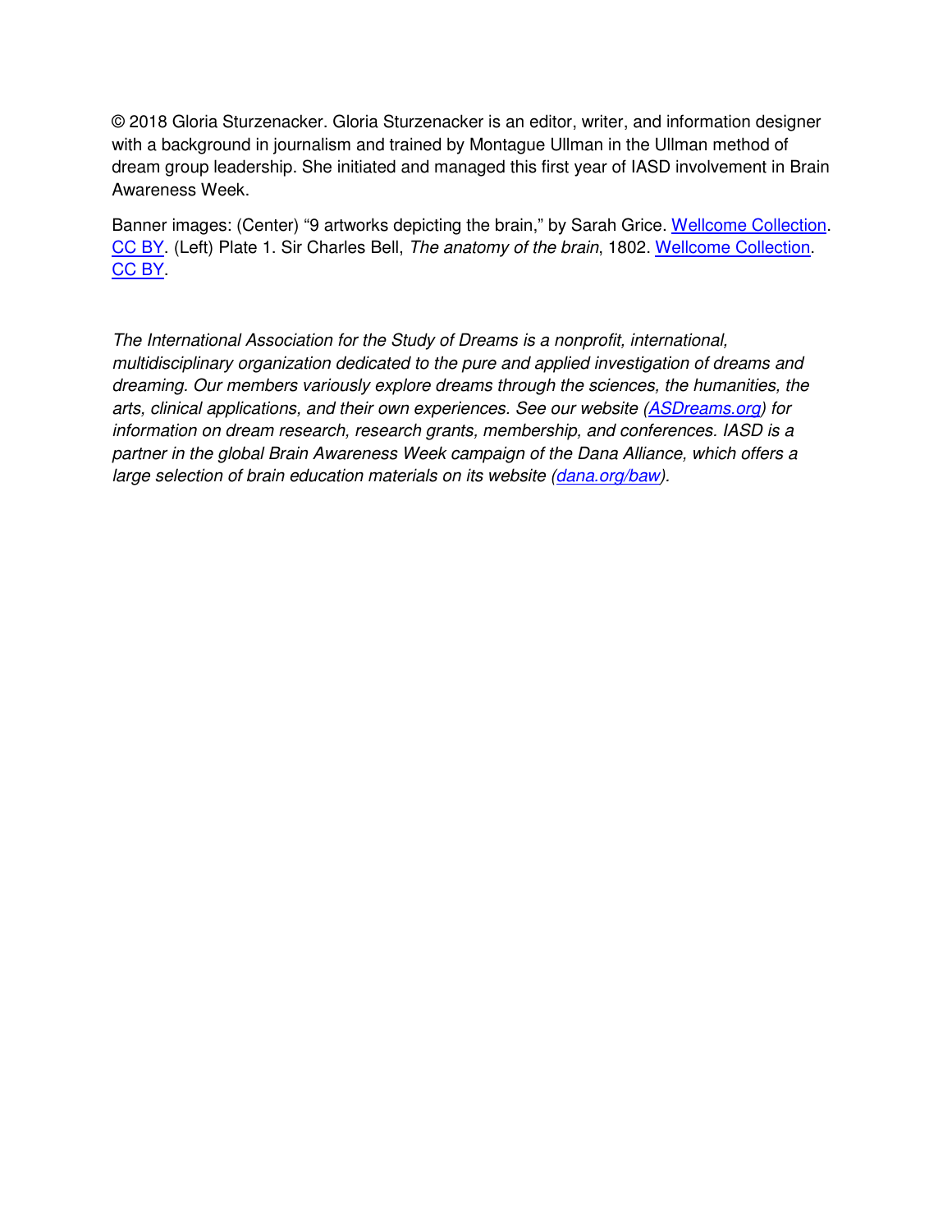© 2018 Gloria Sturzenacker. Gloria Sturzenacker is an editor, writer, and information designer with a background in journalism and trained by Montague Ullman in the Ullman method of dream group leadership. She initiated and managed this first year of IASD involvement in Brain Awareness Week.

Banner images: (Center) “9 artworks depicting the brain,” by Sarah Grice. [Wellcome Collection](). [CC BY](). (Left) Plate 1. Sir Charles Bell, *The anatomy of the brain*, 1802. [Wellcome Collection](). [CC BY]().

*The International Association for the Study of Dreams is a nonprofit, international, multidisciplinary organization dedicated to the pure and applied investigation of dreams and dreaming. Our members variously explore dreams through the sciences, the humanities, the arts, clinical applications, and their own experiences. See our website ([ASDreams.org]()) for information on dream research, research grants, membership, and conferences. IASD is a partner in the global Brain Awareness Week campaign of the Dana Alliance, which offers a large selection of brain education materials on its website ([dana.org/baw]()).*